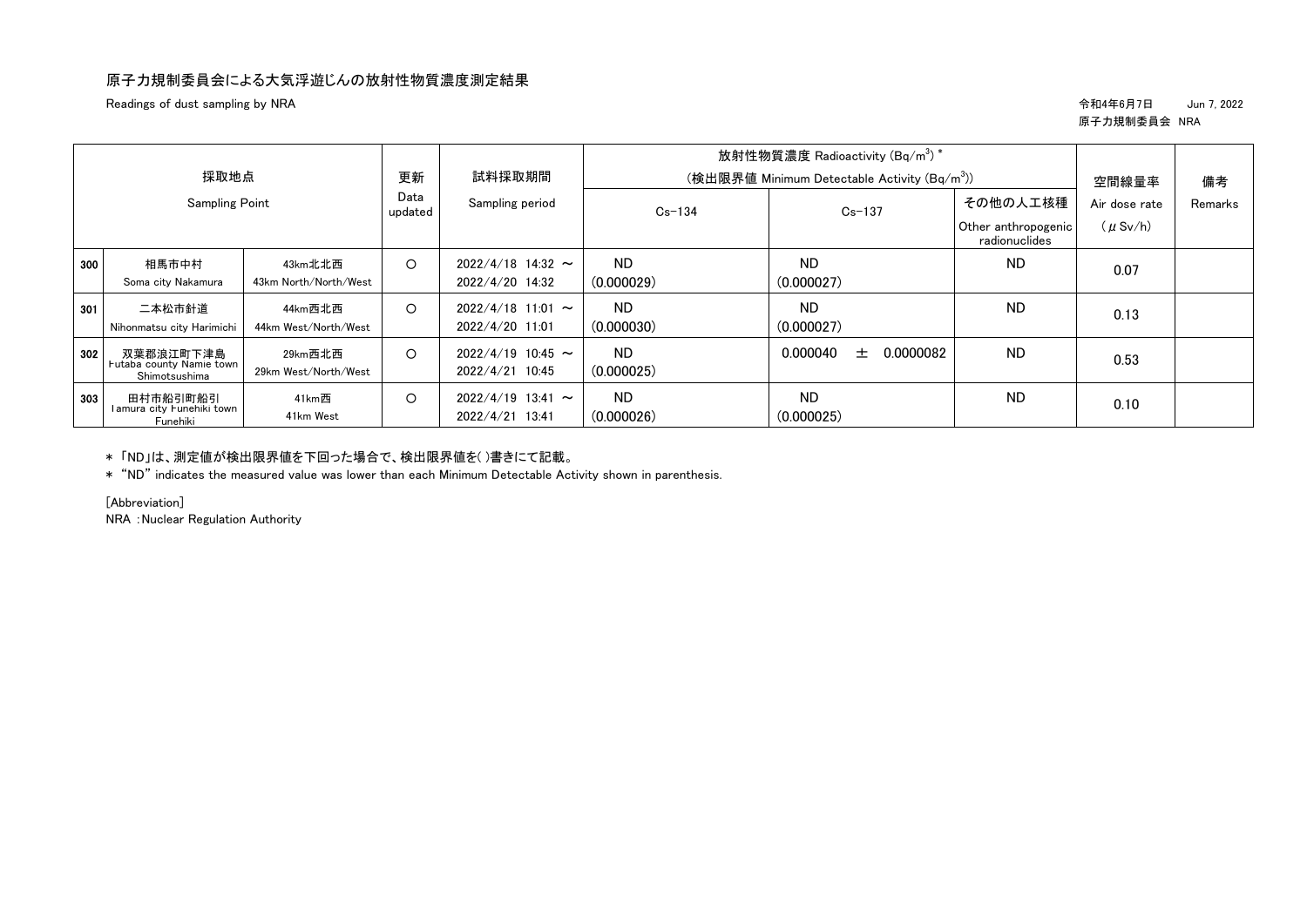# 原子力規制委員会による大気浮遊じんの放射性物質濃度測定結果

Readings of dust sampling by NRA

令和4年6月7日　Jun 7, 2022
原子力規制委員会 NRA

| | 採取地点 Sampling Point | | 更新 Data updated | 試料採取期間 Sampling period | 放射性物質濃度 Radioactivity ($Bq/m^3$) * (検出限界値 Minimum Detectable Activity ($Bq/m^3$)) | | | 空間線量率 Air dose rate ($\mu Sv/h$) | 備考 Remarks |
|---|---|---|---|---|---|---|---|---|---|
| | | | | | Cs-134 | Cs-137 | その他の人工核種 Other anthropogenic radionuclides | | |
| 300 | 相馬市中村 Soma city Nakamura | 43km北北西 43km North/North/West | ○ | 2022/4/18 14:32 ～ 2022/4/20 14:32 | ND (0.000029) | ND (0.000027) | ND | 0.07 | |
| 301 | 二本松市針道 Nihonmatsu city Harimichi | 44km西北西 44km West/North/West | ○ | 2022/4/18 11:01 ～ 2022/4/20 11:01 | ND (0.000030) | ND (0.000027) | ND | 0.13 | |
| 302 | 双葉郡浪江町下津島 Futaba county Namie town Shimotsushima | 29km西北西 29km West/North/West | ○ | 2022/4/19 10:45 ～ 2022/4/21 10:45 | ND (0.000025) | 0.000040 ± 0.0000082 | ND | 0.53 | |
| 303 | 田村市船引町船引 Tamura city Funehiki town Funehiki | 41km西 41km West | ○ | 2022/4/19 13:41 ～ 2022/4/21 13:41 | ND (0.000026) | ND (0.000025) | ND | 0.10 | |

* 「ND」は、測定値が検出限界値を下回った場合で、検出限界値を( )書きにて記載。
* "ND" indicates the measured value was lower than each Minimum Detectable Activity shown in parenthesis.

[Abbreviation]
NRA : Nuclear Regulation Authority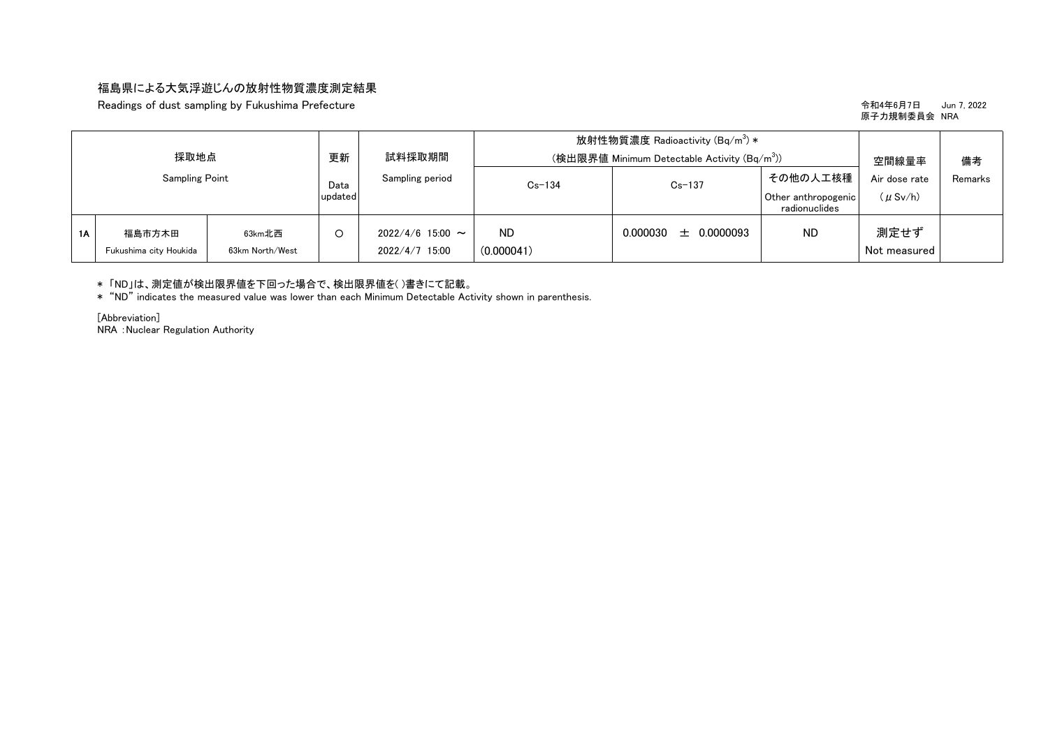# 福島県による大気浮遊じんの放射性物質濃度測定結果

Readings of dust sampling by Fukushima Prefecture

令和4年6月7日　Jun 7, 2022
原子力規制委員会 NRA

| | 採取地点<br>Sampling Point | | 更新<br>Data updated | 試料採取期間<br>Sampling period | 放射性物質濃度 Radioactivity ($Bq/m^3$) ＊<br>(検出限界値 Minimum Detectable Activity ($Bq/m^3$)) | | | 空間線量率<br>Air dose rate<br>($\mu Sv/h$) | 備考<br>Remarks |
|---|---|---|---|---|---|---|---|---|---|
| | | | | | Cs−134 | Cs−137 | その他の人工核種<br>Other anthropogenic radionuclides | | |
| 1A | 福島市方木田<br>Fukushima city Houkida | 63km北西<br>63km North/West | ○ | 2022/4/6 15:00 ～<br>2022/4/7 15:00 | ND<br>(0.000041) | 0.000030 ± 0.0000093 | ND | 測定せず<br>Not measured | |

＊「ND」は、測定値が検出限界値を下回った場合で、検出限界値を( )書きにて記載。
＊ "ND" indicates the measured value was lower than each Minimum Detectable Activity shown in parenthesis.

[Abbreviation]
NRA : Nuclear Regulation Authority